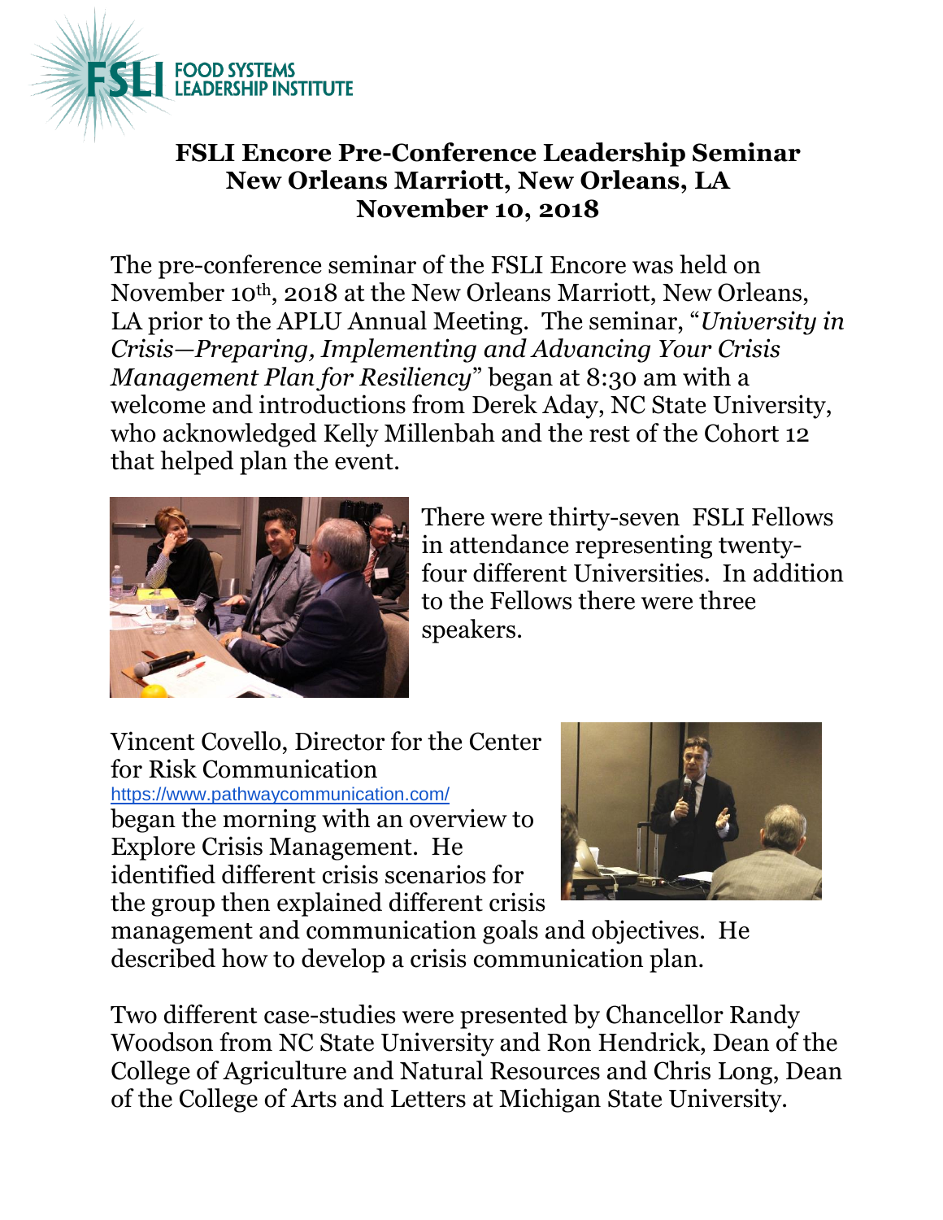# FSLI Encore Pre-Conference Leadership Seminar
## New Orleans Marriott, New Orleans, LA
## November 10, 2018

The pre-conference seminar of the FSLI Encore was held on November 10th, 2018 at the New Orleans Marriott, New Orleans, LA prior to the APLU Annual Meeting. The seminar, "*University in Crisis—Preparing, Implementing and Advancing Your Crisis Management Plan for Resiliency*" began at 8:30 am with a welcome and introductions from Derek Aday, NC State University, who acknowledged Kelly Millenbah and the rest of the Cohort 12 that helped plan the event.

There were thirty-seven FSLI Fellows in attendance representing twenty-four different Universities. In addition to the Fellows there were three speakers.

Vincent Covello, Director for the Center for Risk Communication https://www.pathwaycommunication.com/ began the morning with an overview to Explore Crisis Management. He identified different crisis scenarios for the group then explained different crisis management and communication goals and objectives. He described how to develop a crisis communication plan.

Two different case-studies were presented by Chancellor Randy Woodson from NC State University and Ron Hendrick, Dean of the College of Agriculture and Natural Resources and Chris Long, Dean of the College of Arts and Letters at Michigan State University.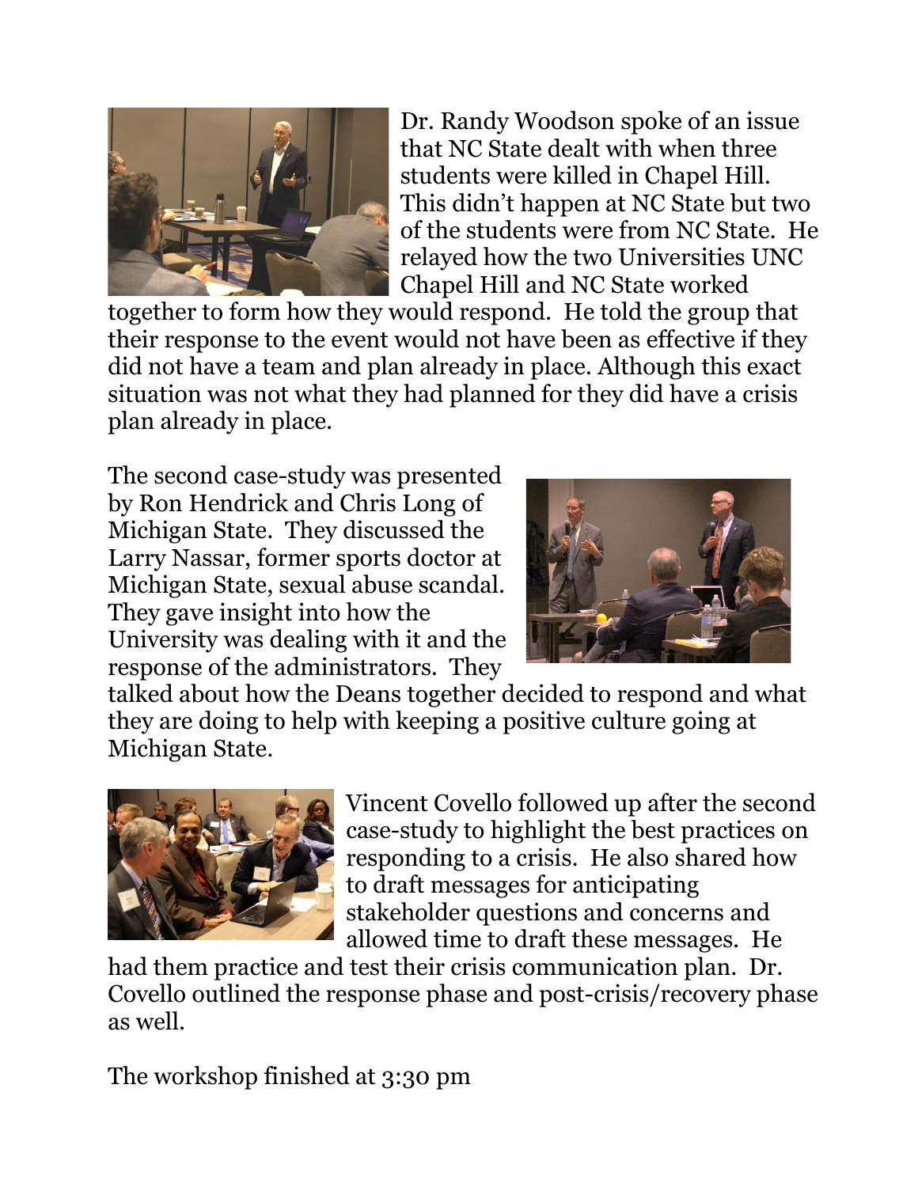Dr. Randy Woodson spoke of an issue that NC State dealt with when three students were killed in Chapel Hill. This didn't happen at NC State but two of the students were from NC State. He relayed how the two Universities UNC Chapel Hill and NC State worked together to form how they would respond. He told the group that their response to the event would not have been as effective if they did not have a team and plan already in place. Although this exact situation was not what they had planned for they did have a crisis plan already in place.

The second case-study was presented by Ron Hendrick and Chris Long of Michigan State. They discussed the Larry Nassar, former sports doctor at Michigan State, sexual abuse scandal. They gave insight into how the University was dealing with it and the response of the administrators. They talked about how the Deans together decided to respond and what they are doing to help with keeping a positive culture going at Michigan State.

Vincent Covello followed up after the second case-study to highlight the best practices on responding to a crisis. He also shared how to draft messages for anticipating stakeholder questions and concerns and allowed time to draft these messages. He had them practice and test their crisis communication plan. Dr. Covello outlined the response phase and post-crisis/recovery phase as well.

The workshop finished at 3:30 pm